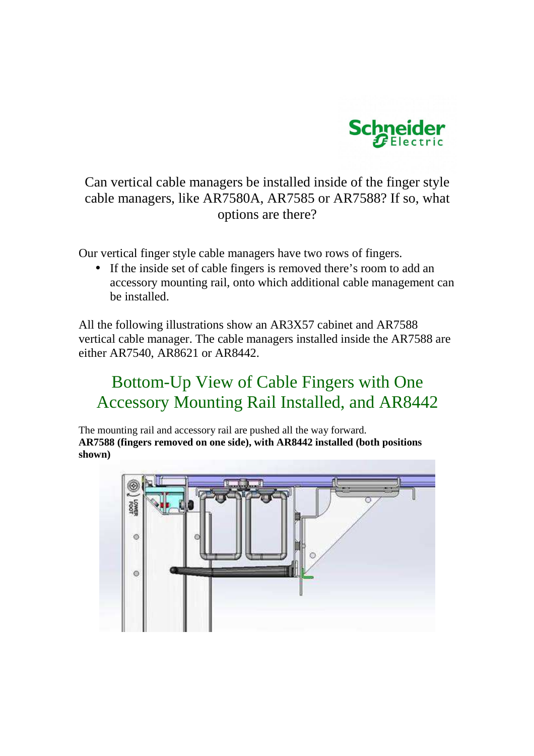Can vertical cable managers be installed inside of the finger style cable managers, like AR7580A, AR7585 or AR7588? If so, what options are there?

Our vertical finger style cable managers have two rows of fingers.

- If the inside set of cable fingers is removed there's room to add an accessory mounting rail, onto which additional cable management can be installed.

All the following illustrations show an AR3X57 cabinet and AR7588 vertical cable manager. The cable managers installed inside the AR7588 are either AR7540, AR8621 or AR8442.

## Bottom-Up View of Cable Fingers with One Accessory Mounting Rail Installed, and AR8442

The mounting rail and accessory rail are pushed all the way forward.
**AR7588 (fingers removed on one side), with AR8442 installed (both positions shown)**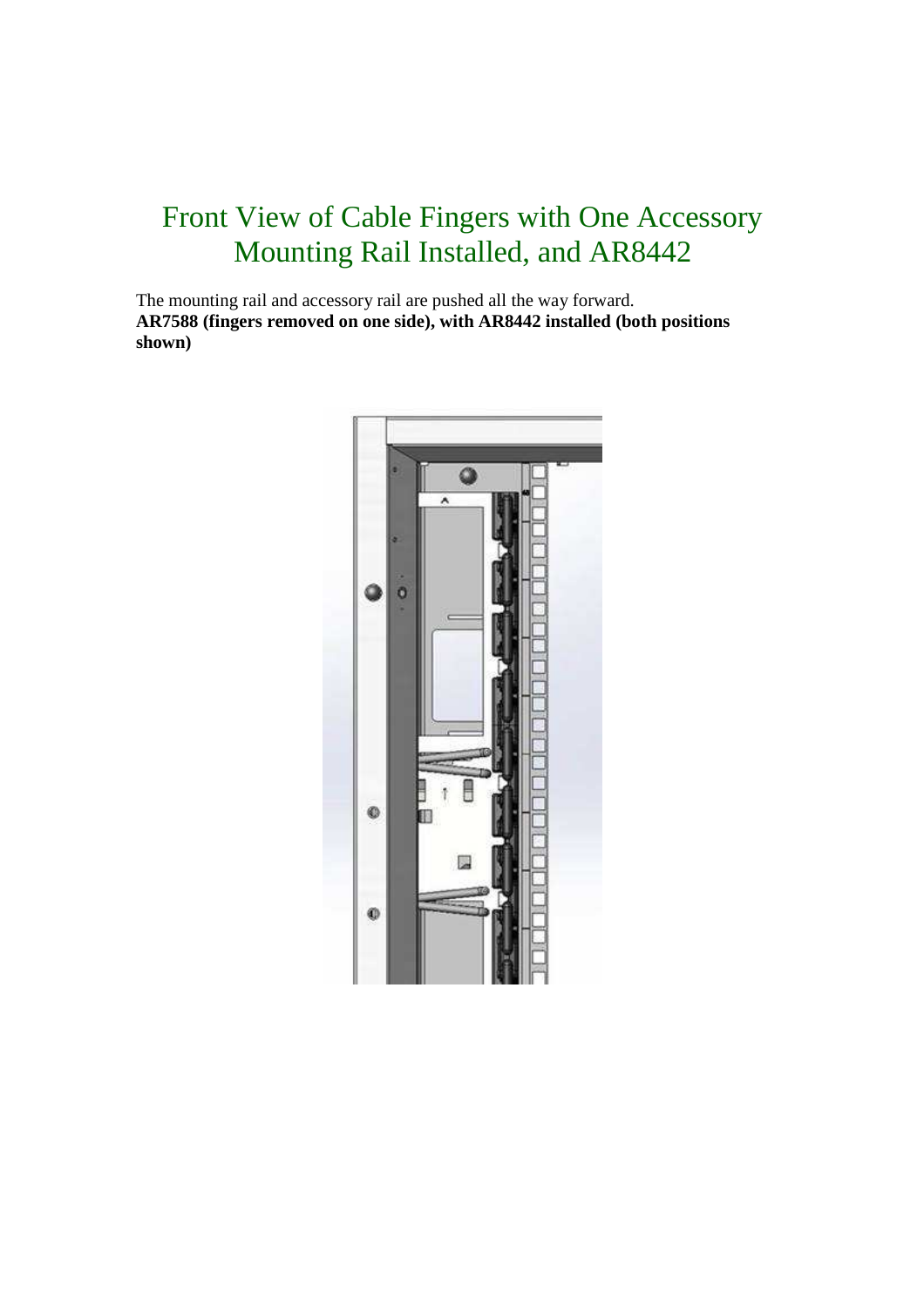# Front View of Cable Fingers with One Accessory Mounting Rail Installed, and AR8442

The mounting rail and accessory rail are pushed all the way forward.
**AR7588 (fingers removed on one side), with AR8442 installed (both positions shown)**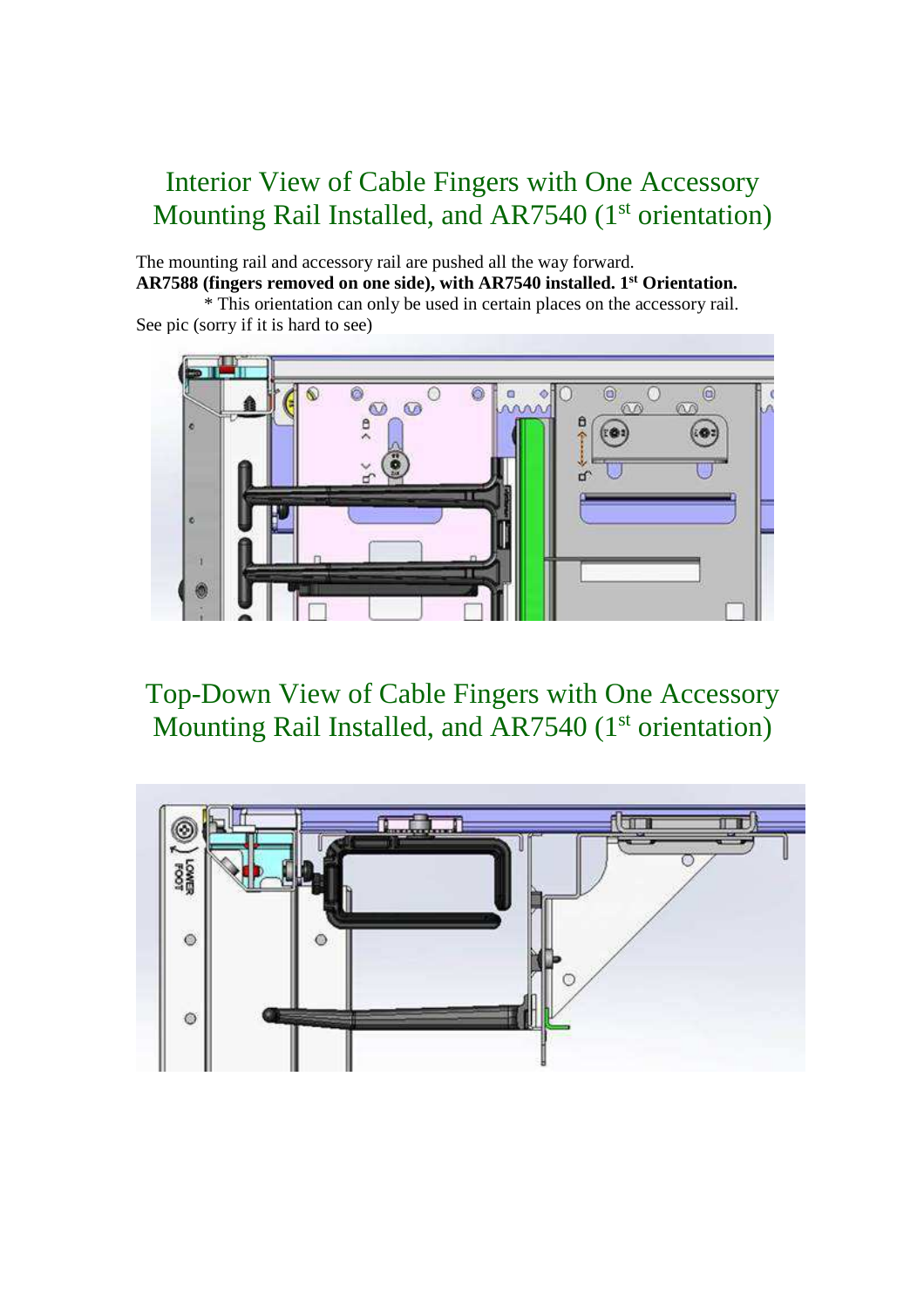## Interior View of Cable Fingers with One Accessory Mounting Rail Installed, and AR7540 (1st orientation)

The mounting rail and accessory rail are pushed all the way forward.
**AR7588 (fingers removed on one side), with AR7540 installed. 1st Orientation.**
* This orientation can only be used in certain places on the accessory rail. See pic (sorry if it is hard to see)

## Top-Down View of Cable Fingers with One Accessory Mounting Rail Installed, and AR7540 (1st orientation)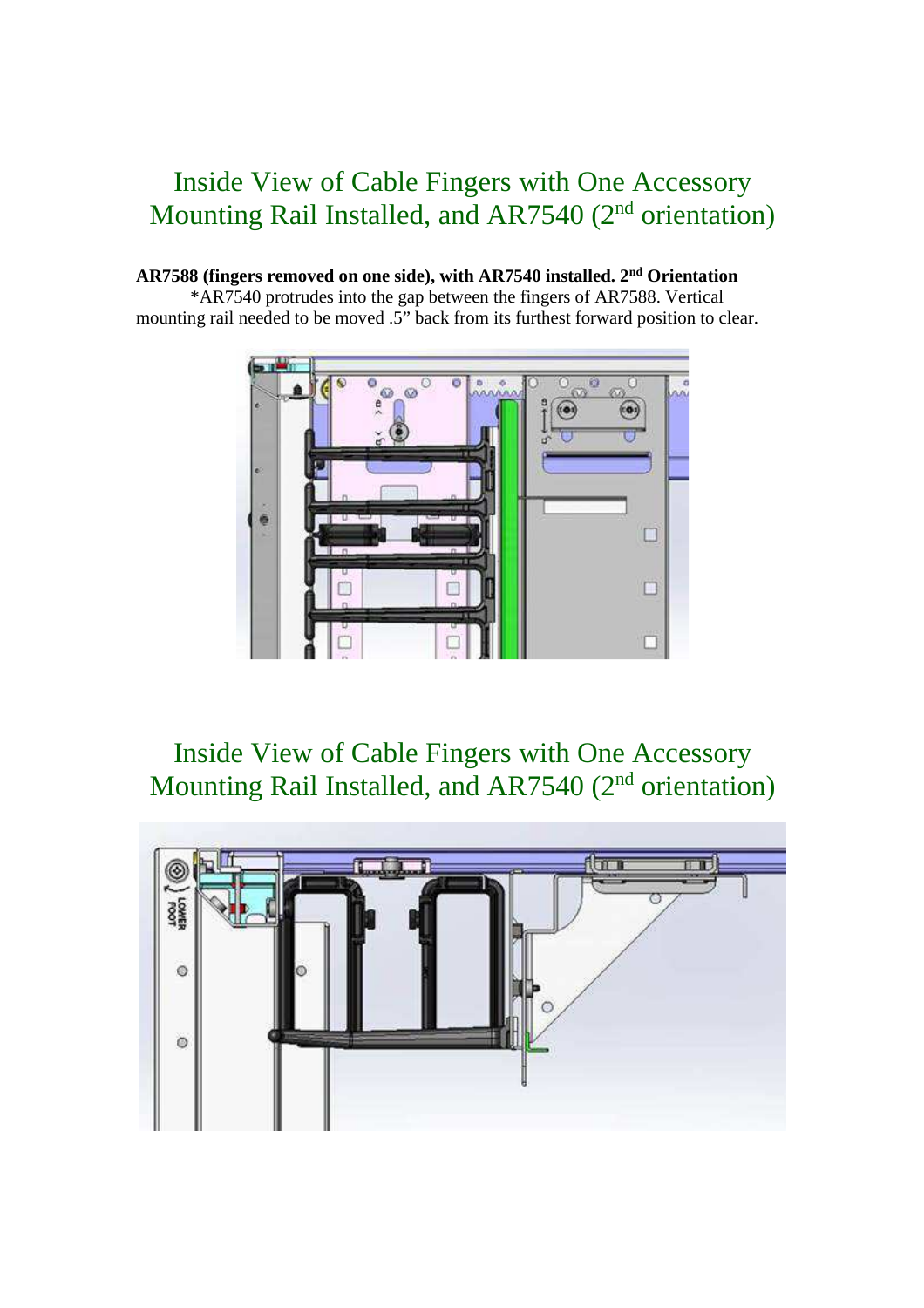## Inside View of Cable Fingers with One Accessory Mounting Rail Installed, and AR7540 (2nd orientation)

**AR7588 (fingers removed on one side), with AR7540 installed. 2nd Orientation**

*AR7540 protrudes into the gap between the fingers of AR7588. Vertical mounting rail needed to be moved .5" back from its furthest forward position to clear.

## Inside View of Cable Fingers with One Accessory Mounting Rail Installed, and AR7540 (2nd orientation)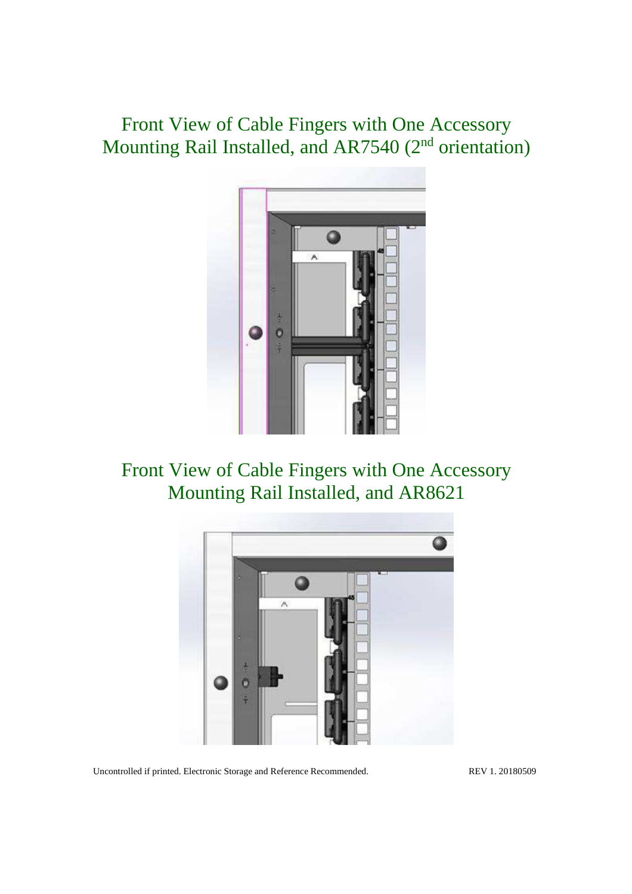## Front View of Cable Fingers with One Accessory Mounting Rail Installed, and AR7540 (2nd orientation)

## Front View of Cable Fingers with One Accessory Mounting Rail Installed, and AR8621

Uncontrolled if printed. Electronic Storage and Reference Recommended. REV 1. 20180509